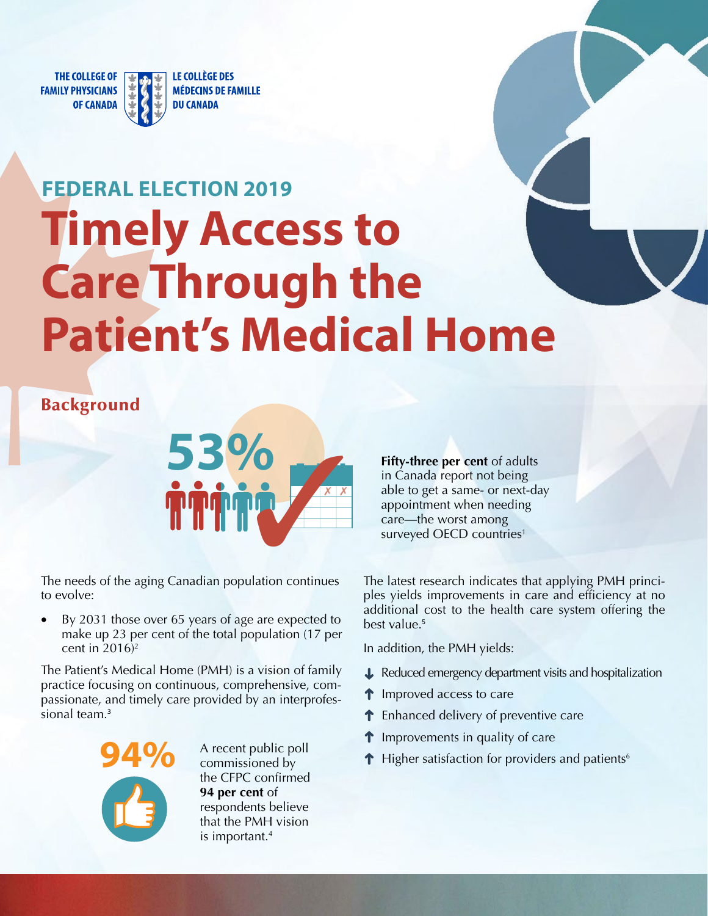THE COLLEGE OF FAMILY PHYSICIANS OF CANADA

LE COLLÈGE DES MÉDECINS DE FAMILLE DU CANADA

## FEDERAL ELECTION 2019

# Timely Access to Care Through the Patient's Medical Home

## Background

53%

**Fifty-three per cent** of adults in Canada report not being able to get a same- or next-day appointment when needing care—the worst among surveyed OECD countries[1]

The needs of the aging Canadian population continues to evolve:

- By 2031 those over 65 years of age are expected to make up 23 per cent of the total population (17 per cent in 2016)[2]

The Patient's Medical Home (PMH) is a vision of family practice focusing on continuous, comprehensive, compassionate, and timely care provided by an interprofessional team.[3]

94%

A recent public poll commissioned by the CFPC confirmed **94 per cent** of respondents believe that the PMH vision is important.[4]

The latest research indicates that applying PMH principles yields improvements in care and efficiency at no additional cost to the health care system offering the best value.[5]

In addition, the PMH yields:

- ↓ Reduced emergency department visits and hospitalization
- ↑ Improved access to care
- ↑ Enhanced delivery of preventive care
- ↑ Improvements in quality of care
- ↑ Higher satisfaction for providers and patients[6]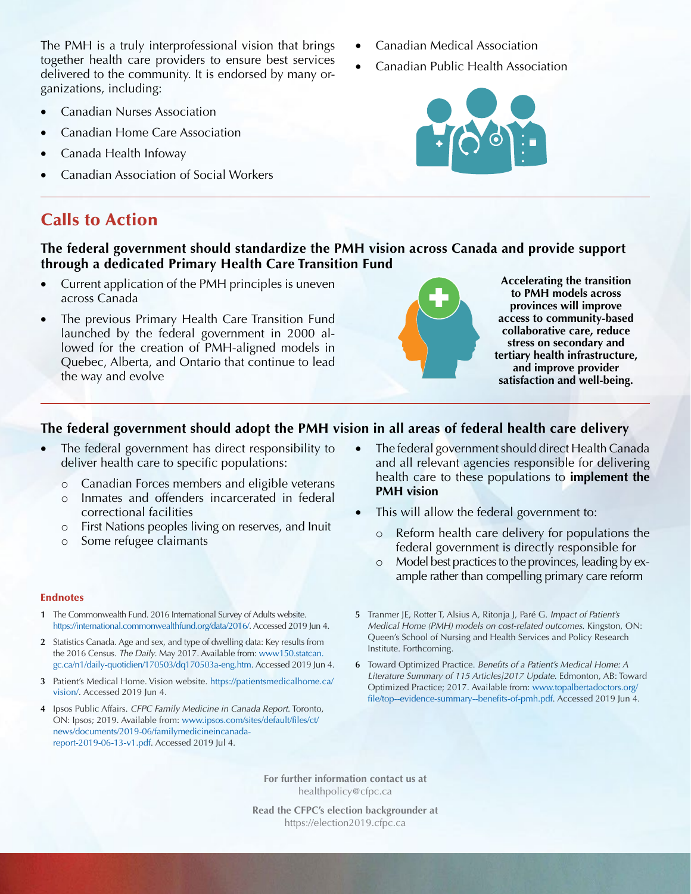The PMH is a truly interprofessional vision that brings together health care providers to ensure best services delivered to the community. It is endorsed by many organizations, including:

- Canadian Nurses Association
- Canadian Home Care Association
- Canada Health Infoway
- Canadian Association of Social Workers
- Canadian Medical Association
- Canadian Public Health Association

## Calls to Action

### The federal government should standardize the PMH vision across Canada and provide support through a dedicated Primary Health Care Transition Fund

- Current application of the PMH principles is uneven across Canada
- The previous Primary Health Care Transition Fund launched by the federal government in 2000 allowed for the creation of PMH-aligned models in Quebec, Alberta, and Ontario that continue to lead the way and evolve

**Accelerating the transition to PMH models across provinces will improve access to community-based collaborative care, reduce stress on secondary and tertiary health infrastructure, and improve provider satisfaction and well-being.**

### The federal government should adopt the PMH vision in all areas of federal health care delivery

- The federal government has direct responsibility to deliver health care to specific populations:
  - Canadian Forces members and eligible veterans
  - Inmates and offenders incarcerated in federal correctional facilities
  - First Nations peoples living on reserves, and Inuit
  - Some refugee claimants
- The federal government should direct Health Canada and all relevant agencies responsible for delivering health care to these populations to **implement the PMH vision**
- This will allow the federal government to:
  - Reform health care delivery for populations the federal government is directly responsible for
  - Model best practices to the provinces, leading by example rather than compelling primary care reform

#### Endnotes

1. The Commonwealth Fund. 2016 International Survey of Adults website. https://international.commonwealthfund.org/data/2016/. Accessed 2019 Jun 4.
2. Statistics Canada. Age and sex, and type of dwelling data: Key results from the 2016 Census. *The Daily*. May 2017. Available from: www150.statcan.gc.ca/n1/daily-quotidien/170503/dq170503a-eng.htm. Accessed 2019 Jun 4.
3. Patient's Medical Home. Vision website. https://patientsmedicalhome.ca/vision/. Accessed 2019 Jun 4.
4. Ipsos Public Affairs. *CFPC Family Medicine in Canada Report*. Toronto, ON: Ipsos; 2019. Available from: www.ipsos.com/sites/default/files/ct/news/documents/2019-06/familymedicineincanada-report-2019-06-13-v1.pdf. Accessed 2019 Jul 4.
5. Tranmer JE, Rotter T, Alsius A, Ritonja J, Paré G. *Impact of Patient's Medical Home (PMH) models on cost-related outcomes*. Kingston, ON: Queen's School of Nursing and Health Services and Policy Research Institute. Forthcoming.
6. Toward Optimized Practice. *Benefits of a Patient's Medical Home: A Literature Summary of 115 Articles|2017 Update*. Edmonton, AB: Toward Optimized Practice; 2017. Available from: www.topalbertadoctors.org/file/top--evidence-summary--benefits-of-pmh.pdf. Accessed 2019 Jun 4.

**For further information contact us at**
healthpolicy@cfpc.ca

**Read the CFPC's election backgrounder at**
https://election2019.cfpc.ca